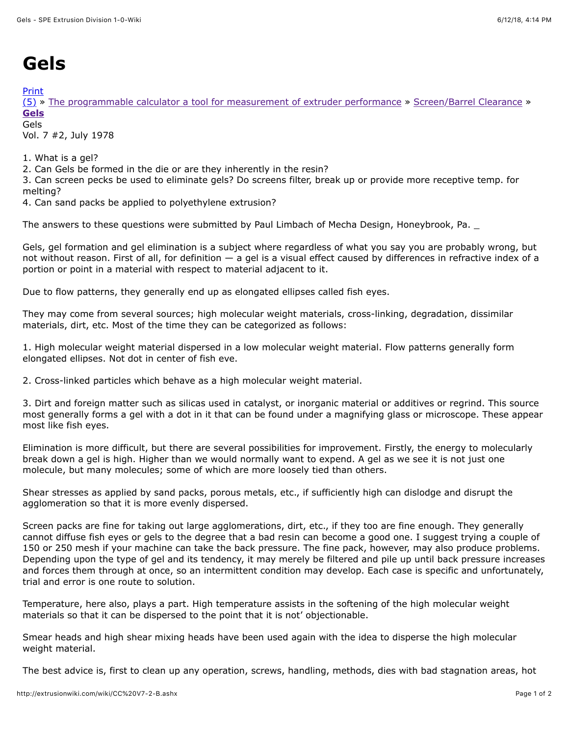# Gels

Print
(5) » The programmable calculator a tool for measurement of extruder performance » Screen/Barrel Clearance » **Gels**
Gels
Vol. 7 #2, July 1978

1. What is a gel?
2. Can Gels be formed in the die or are they inherently in the resin?
3. Can screen pecks be used to eliminate gels? Do screens filter, break up or provide more receptive temp. for melting?
4. Can sand packs be applied to polyethylene extrusion?

The answers to these questions were submitted by Paul Limbach of Mecha Design, Honeybrook, Pa. _

Gels, gel formation and gel elimination is a subject where regardless of what you say you are probably wrong, but not without reason. First of all, for definition — a gel is a visual effect caused by differences in refractive index of a portion or point in a material with respect to material adjacent to it.

Due to flow patterns, they generally end up as elongated ellipses called fish eyes.

They may come from several sources; high molecular weight materials, cross-linking, degradation, dissimilar materials, dirt, etc. Most of the time they can be categorized as follows:

1. High molecular weight material dispersed in a low molecular weight material. Flow patterns generally form elongated ellipses. Not dot in center of fish eve.

2. Cross-linked particles which behave as a high molecular weight material.

3. Dirt and foreign matter such as silicas used in catalyst, or inorganic material or additives or regrind. This source most generally forms a gel with a dot in it that can be found under a magnifying glass or microscope. These appear most like fish eyes.

Elimination is more difficult, but there are several possibilities for improvement. Firstly, the energy to molecularly break down a gel is high. Higher than we would normally want to expend. A gel as we see it is not just one molecule, but many molecules; some of which are more loosely tied than others.

Shear stresses as applied by sand packs, porous metals, etc., if sufficiently high can dislodge and disrupt the agglomeration so that it is more evenly dispersed.

Screen packs are fine for taking out large agglomerations, dirt, etc., if they too are fine enough. They generally cannot diffuse fish eyes or gels to the degree that a bad resin can become a good one. I suggest trying a couple of 150 or 250 mesh if your machine can take the back pressure. The fine pack, however, may also produce problems. Depending upon the type of gel and its tendency, it may merely be filtered and pile up until back pressure increases and forces them through at once, so an intermittent condition may develop. Each case is specific and unfortunately, trial and error is one route to solution.

Temperature, here also, plays a part. High temperature assists in the softening of the high molecular weight materials so that it can be dispersed to the point that it is not' objectionable.

Smear heads and high shear mixing heads have been used again with the idea to disperse the high molecular weight material.

The best advice is, first to clean up any operation, screws, handling, methods, dies with bad stagnation areas, hot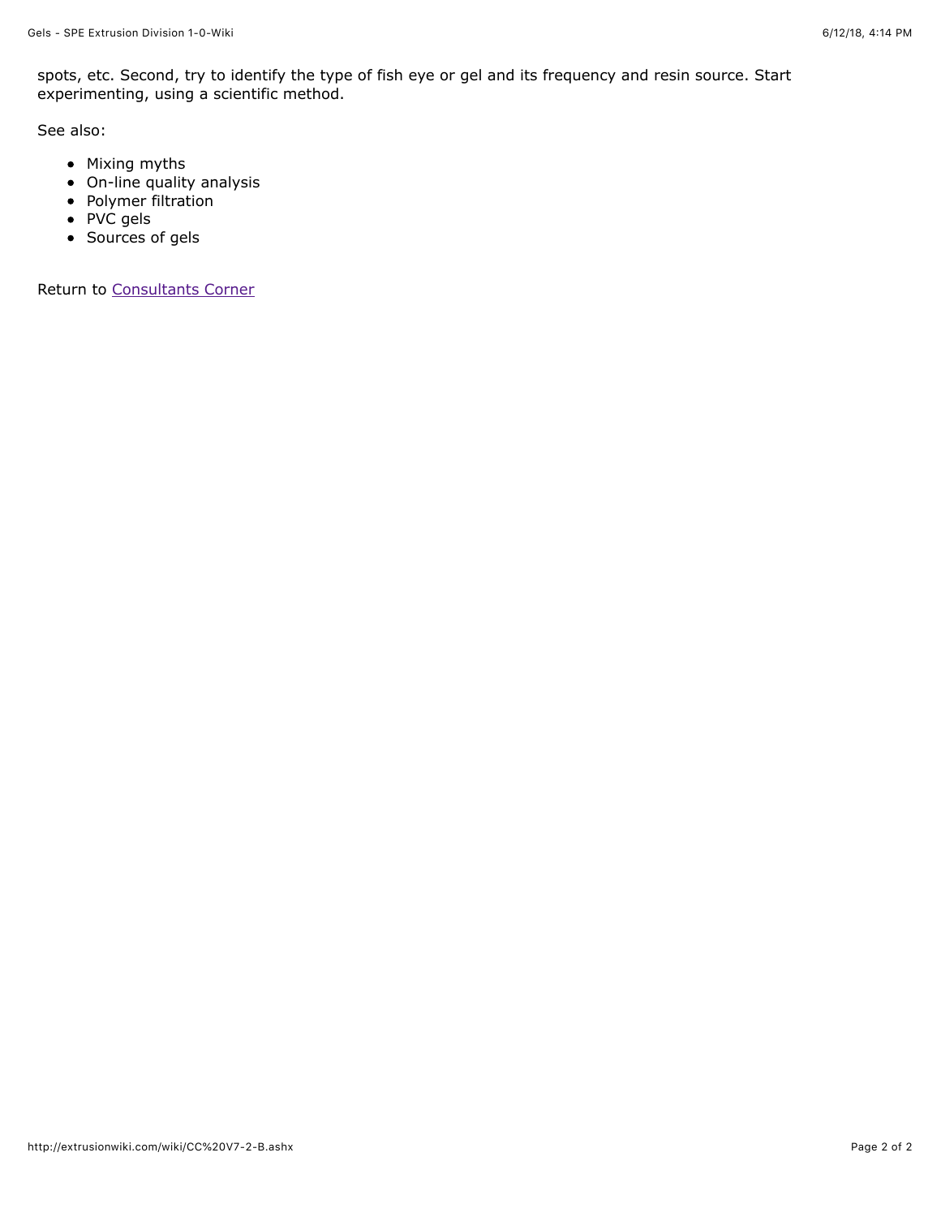spots, etc. Second, try to identify the type of fish eye or gel and its frequency and resin source. Start experimenting, using a scientific method.

See also:

- Mixing myths
- On-line quality analysis
- Polymer filtration
- PVC gels
- Sources of gels

Return to Consultants Corner